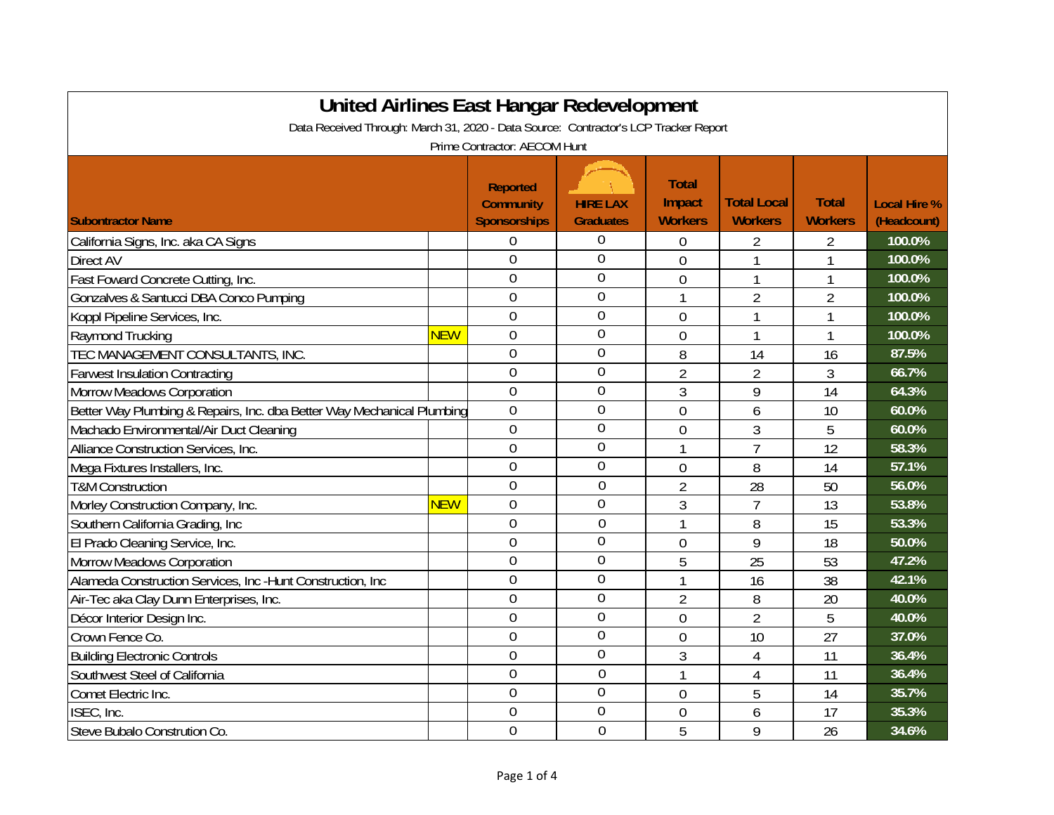# United Airlines East Hangar Redevelopment

Data Received Through: March 31, 2020 - Data Source: Contractor's LCP Tracker Report

Prime Contractor: AECOM Hunt

| Subontractor Name | | Reported Community Sponsorships | HIRE LAX Graduates | Total Impact Workers | Total Local Workers | Total Workers | Local Hire % (Headcount) |
|---|---|---|---|---|---|---|---|
| California Signs, Inc. aka CA Signs | | 0 | 0 | 0 | 2 | 2 | 100.0% |
| Direct AV | | 0 | 0 | 0 | 1 | 1 | 100.0% |
| Fast Foward Concrete Cutting, Inc. | | 0 | 0 | 0 | 1 | 1 | 100.0% |
| Gonzalves & Santucci DBA Conco Pumping | | 0 | 0 | 1 | 2 | 2 | 100.0% |
| Koppl Pipeline Services, Inc. | | 0 | 0 | 0 | 1 | 1 | 100.0% |
| Raymond Trucking | NEW | 0 | 0 | 0 | 1 | 1 | 100.0% |
| TEC MANAGEMENT CONSULTANTS, INC. | | 0 | 0 | 8 | 14 | 16 | 87.5% |
| Farwest Insulation Contracting | | 0 | 0 | 2 | 2 | 3 | 66.7% |
| Morrow Meadows Corporation | | 0 | 0 | 3 | 9 | 14 | 64.3% |
| Better Way Plumbing & Repairs, Inc. dba Better Way Mechanical Plumbing | | 0 | 0 | 0 | 6 | 10 | 60.0% |
| Machado Environmental/Air Duct Cleaning | | 0 | 0 | 0 | 3 | 5 | 60.0% |
| Alliance Construction Services, Inc. | | 0 | 0 | 1 | 7 | 12 | 58.3% |
| Mega Fixtures Installers, Inc. | | 0 | 0 | 0 | 8 | 14 | 57.1% |
| T&M Construction | | 0 | 0 | 2 | 28 | 50 | 56.0% |
| Morley Construction Company, Inc. | NEW | 0 | 0 | 3 | 7 | 13 | 53.8% |
| Southern California Grading, Inc | | 0 | 0 | 1 | 8 | 15 | 53.3% |
| El Prado Cleaning Service, Inc. | | 0 | 0 | 0 | 9 | 18 | 50.0% |
| Morrow Meadows Corporation | | 0 | 0 | 5 | 25 | 53 | 47.2% |
| Alameda Construction Services, Inc -Hunt Construction, Inc | | 0 | 0 | 1 | 16 | 38 | 42.1% |
| Air-Tec aka Clay Dunn Enterprises, Inc. | | 0 | 0 | 2 | 8 | 20 | 40.0% |
| Décor Interior Design Inc. | | 0 | 0 | 0 | 2 | 5 | 40.0% |
| Crown Fence Co. | | 0 | 0 | 0 | 10 | 27 | 37.0% |
| Building Electronic Controls | | 0 | 0 | 3 | 4 | 11 | 36.4% |
| Southwest Steel of California | | 0 | 0 | 1 | 4 | 11 | 36.4% |
| Comet Electric Inc. | | 0 | 0 | 0 | 5 | 14 | 35.7% |
| ISEC, Inc. | | 0 | 0 | 0 | 6 | 17 | 35.3% |
| Steve Bubalo Constrution Co. | | 0 | 0 | 5 | 9 | 26 | 34.6% |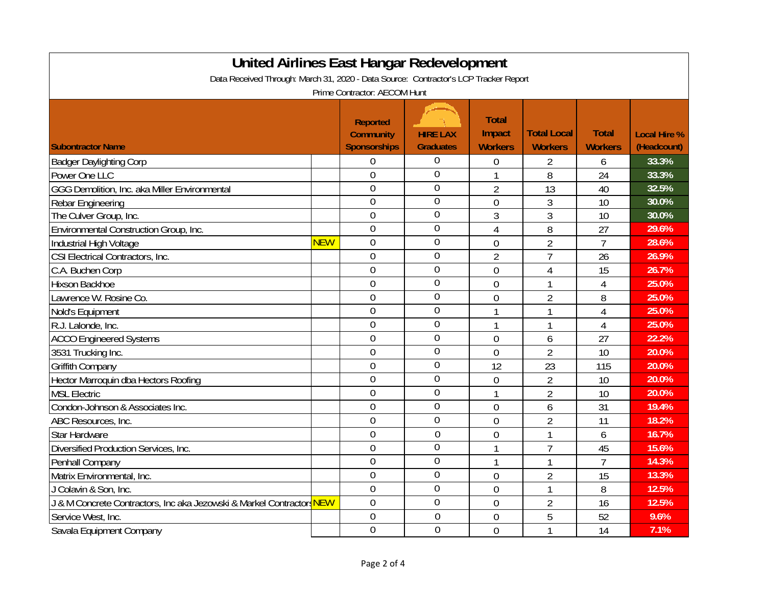# United Airlines East Hangar Redevelopment

Data Received Through: March 31, 2020 - Data Source: Contractor's LCP Tracker Report

Prime Contractor: AECOM Hunt

| Subontractor Name | | Reported Community Sponsorships | HIRE LAX Graduates | Total Impact Workers | Total Local Workers | Total Workers | Local Hire % (Headcount) |
|---|---|---|---|---|---|---|---|
| Badger Daylighting Corp | | 0 | 0 | 0 | 2 | 6 | 33.3% |
| Power One LLC | | 0 | 0 | 1 | 8 | 24 | 33.3% |
| GGG Demolition, Inc. aka Miller Environmental | | 0 | 0 | 2 | 13 | 40 | 32.5% |
| Rebar Engineering | | 0 | 0 | 0 | 3 | 10 | 30.0% |
| The Culver Group, Inc. | | 0 | 0 | 3 | 3 | 10 | 30.0% |
| Environmental Construction Group, Inc. | | 0 | 0 | 4 | 8 | 27 | 29.6% |
| Industrial High Voltage | NEW | 0 | 0 | 0 | 2 | 7 | 28.6% |
| CSI Electrical Contractors, Inc. | | 0 | 0 | 2 | 7 | 26 | 26.9% |
| C.A. Buchen Corp | | 0 | 0 | 0 | 4 | 15 | 26.7% |
| Hixson Backhoe | | 0 | 0 | 0 | 1 | 4 | 25.0% |
| Lawrence W. Rosine Co. | | 0 | 0 | 0 | 2 | 8 | 25.0% |
| Nold's Equipment | | 0 | 0 | 1 | 1 | 4 | 25.0% |
| R.J. Lalonde, Inc. | | 0 | 0 | 1 | 1 | 4 | 25.0% |
| ACCO Engineered Systems | | 0 | 0 | 0 | 6 | 27 | 22.2% |
| 3531 Trucking Inc. | | 0 | 0 | 0 | 2 | 10 | 20.0% |
| Griffith Company | | 0 | 0 | 12 | 23 | 115 | 20.0% |
| Hector Marroquin dba Hectors Roofing | | 0 | 0 | 0 | 2 | 10 | 20.0% |
| MSL Electric | | 0 | 0 | 1 | 2 | 10 | 20.0% |
| Condon-Johnson & Associates Inc. | | 0 | 0 | 0 | 6 | 31 | 19.4% |
| ABC Resources, Inc. | | 0 | 0 | 0 | 2 | 11 | 18.2% |
| Star Hardware | | 0 | 0 | 0 | 1 | 6 | 16.7% |
| Diversified Production Services, Inc. | | 0 | 0 | 1 | 7 | 45 | 15.6% |
| Penhall Company | | 0 | 0 | 1 | 1 | 7 | 14.3% |
| Matrix Environmental, Inc. | | 0 | 0 | 0 | 2 | 15 | 13.3% |
| J Colavin & Son, Inc. | | 0 | 0 | 0 | 1 | 8 | 12.5% |
| J & M Concrete Contractors, Inc aka Jezowski & Markel Contractors | NEW | 0 | 0 | 0 | 2 | 16 | 12.5% |
| Service West, Inc. | | 0 | 0 | 0 | 5 | 52 | 9.6% |
| Savala Equipment Company | | 0 | 0 | 0 | 1 | 14 | 7.1% |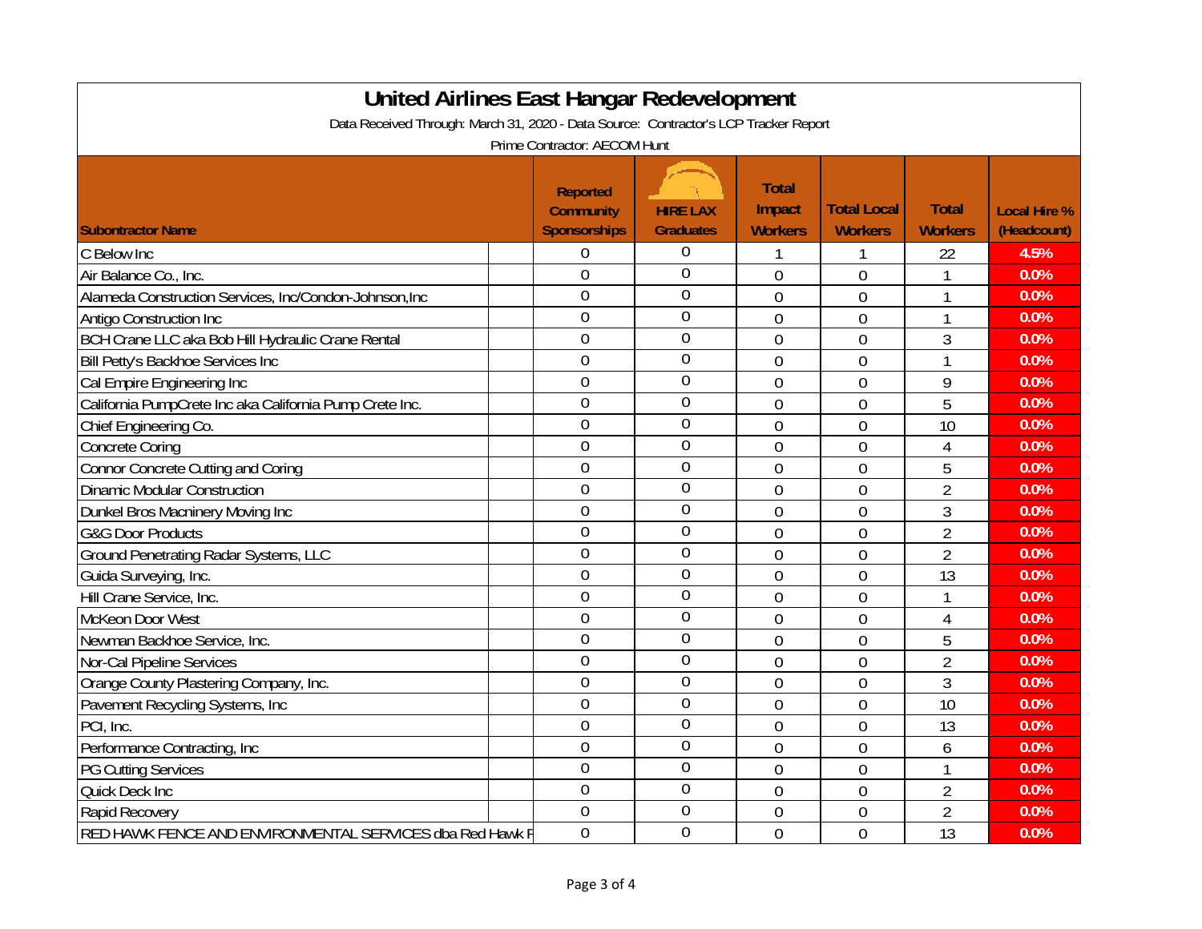# United Airlines East Hangar Redevelopment

Data Received Through: March 31, 2020 - Data Source: Contractor's LCP Tracker Report

Prime Contractor: AECOM Hunt

| Subontractor Name | Reported Community Sponsorships | HIRE LAX Graduates | Total Impact Workers | Total Local Workers | Total Workers | Local Hire % (Headcount) |
|---|---|---|---|---|---|---|
| C Below Inc | 0 | 0 | 1 | 1 | 22 | 4.5% |
| Air Balance Co., Inc. | 0 | 0 | 0 | 0 | 1 | 0.0% |
| Alameda Construction Services, Inc/Condon-Johnson,Inc | 0 | 0 | 0 | 0 | 1 | 0.0% |
| Antigo Construction Inc | 0 | 0 | 0 | 0 | 1 | 0.0% |
| BCH Crane LLC aka Bob Hill Hydraulic Crane Rental | 0 | 0 | 0 | 0 | 3 | 0.0% |
| Bill Petty's Backhoe Services Inc | 0 | 0 | 0 | 0 | 1 | 0.0% |
| Cal Empire Engineering Inc | 0 | 0 | 0 | 0 | 9 | 0.0% |
| California PumpCrete Inc aka California Pump Crete Inc. | 0 | 0 | 0 | 0 | 5 | 0.0% |
| Chief Engineering Co. | 0 | 0 | 0 | 0 | 10 | 0.0% |
| Concrete Coring | 0 | 0 | 0 | 0 | 4 | 0.0% |
| Connor Concrete Cutting and Coring | 0 | 0 | 0 | 0 | 5 | 0.0% |
| Dinamic Modular Construction | 0 | 0 | 0 | 0 | 2 | 0.0% |
| Dunkel Bros Macninery Moving Inc | 0 | 0 | 0 | 0 | 3 | 0.0% |
| G&G Door Products | 0 | 0 | 0 | 0 | 2 | 0.0% |
| Ground Penetrating Radar Systems, LLC | 0 | 0 | 0 | 0 | 2 | 0.0% |
| Guida Surveying, Inc. | 0 | 0 | 0 | 0 | 13 | 0.0% |
| Hill Crane Service, Inc. | 0 | 0 | 0 | 0 | 1 | 0.0% |
| McKeon Door West | 0 | 0 | 0 | 0 | 4 | 0.0% |
| Newman Backhoe Service, Inc. | 0 | 0 | 0 | 0 | 5 | 0.0% |
| Nor-Cal Pipeline Services | 0 | 0 | 0 | 0 | 2 | 0.0% |
| Orange County Plastering Company, Inc. | 0 | 0 | 0 | 0 | 3 | 0.0% |
| Pavement Recycling Systems, Inc | 0 | 0 | 0 | 0 | 10 | 0.0% |
| PCI, Inc. | 0 | 0 | 0 | 0 | 13 | 0.0% |
| Performance Contracting, Inc | 0 | 0 | 0 | 0 | 6 | 0.0% |
| PG Cutting Services | 0 | 0 | 0 | 0 | 1 | 0.0% |
| Quick Deck Inc | 0 | 0 | 0 | 0 | 2 | 0.0% |
| Rapid Recovery | 0 | 0 | 0 | 0 | 2 | 0.0% |
| RED HAWK FENCE AND ENVIRONMENTAL SERVICES dba Red Hawk F | 0 | 0 | 0 | 0 | 13 | 0.0% |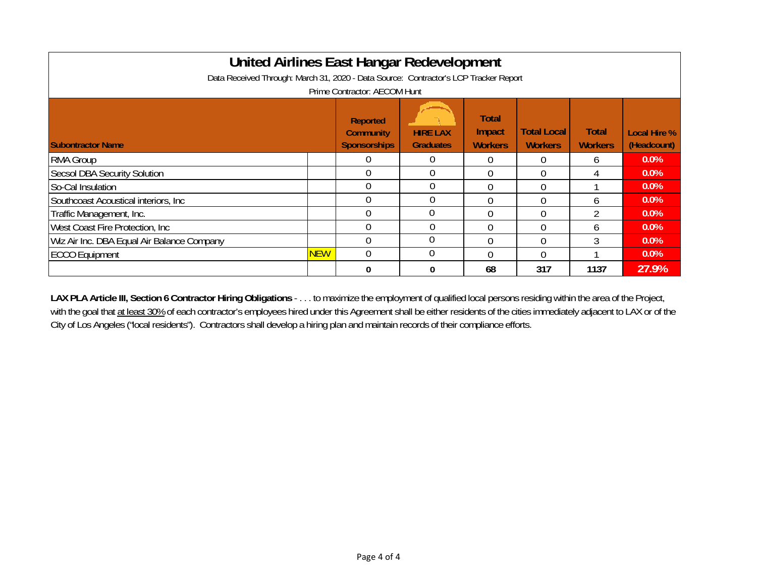## United Airlines East Hangar Redevelopment

Data Received Through: March 31, 2020 - Data Source: Contractor's LCP Tracker Report

Prime Contractor: AECOM Hunt

| Subcontractor Name | | Reported Community Sponsorships | HIRE LAX Graduates | Total Impact Workers | Total Local Workers | Total Workers | Local Hire % (Headcount) |
|---|---|---|---|---|---|---|---|
| RMA Group | | 0 | 0 | 0 | 0 | 6 | 0.0% |
| Secsol DBA Security Solution | | 0 | 0 | 0 | 0 | 4 | 0.0% |
| So-Cal Insulation | | 0 | 0 | 0 | 0 | 1 | 0.0% |
| Southcoast Acoustical interiors, Inc | | 0 | 0 | 0 | 0 | 6 | 0.0% |
| Traffic Management, Inc. | | 0 | 0 | 0 | 0 | 2 | 0.0% |
| West Coast Fire Protection, Inc | | 0 | 0 | 0 | 0 | 6 | 0.0% |
| Wiz Air Inc. DBA Equal Air Balance Company | | 0 | 0 | 0 | 0 | 3 | 0.0% |
| ECCO Equipment | NEW | 0 | 0 | 0 | 0 | 1 | 0.0% |
| | | **0** | **0** | **68** | **317** | **1137** | **27.9%** |

**LAX PLA Article III, Section 6 Contractor Hiring Obligations** - . . . to maximize the employment of qualified local persons residing within the area of the Project, with the goal that at least 30% of each contractor's employees hired under this Agreement shall be either residents of the cities immediately adjacent to LAX or of the City of Los Angeles ("local residents"). Contractors shall develop a hiring plan and maintain records of their compliance efforts.